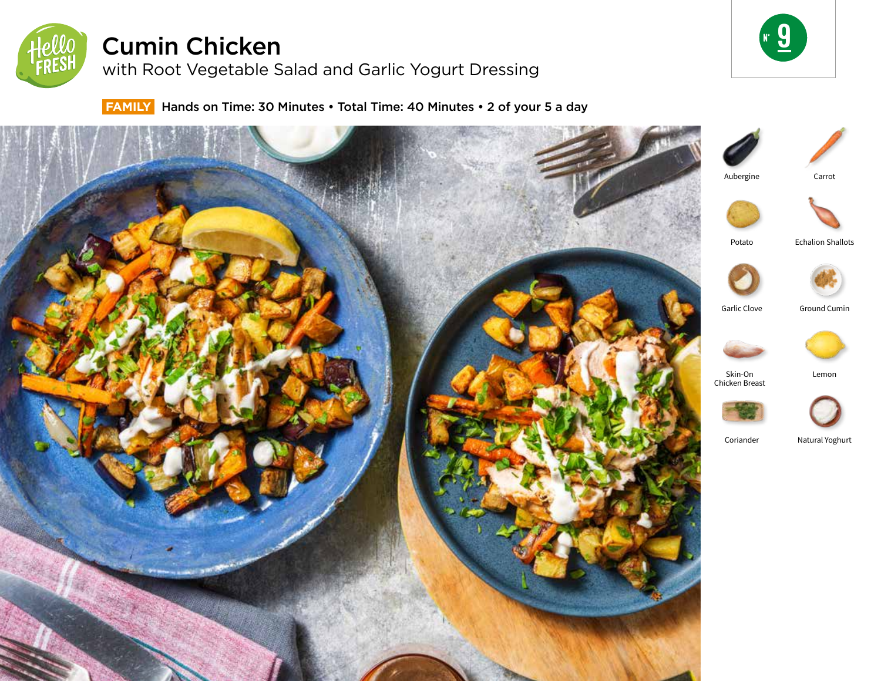# Cumin Chicken

with Root Vegetable Salad and Garlic Yogurt Dressing

N° 9

**FAMILY** Hands on Time: 30 Minutes • Total Time: 40 Minutes • 2 of your 5 a day

- Aubergine
- Carrot
- Potato
- Echalion Shallots
- Garlic Clove
- Ground Cumin
- Skin-On Chicken Breast
- Lemon
- Coriander
- Natural Yoghurt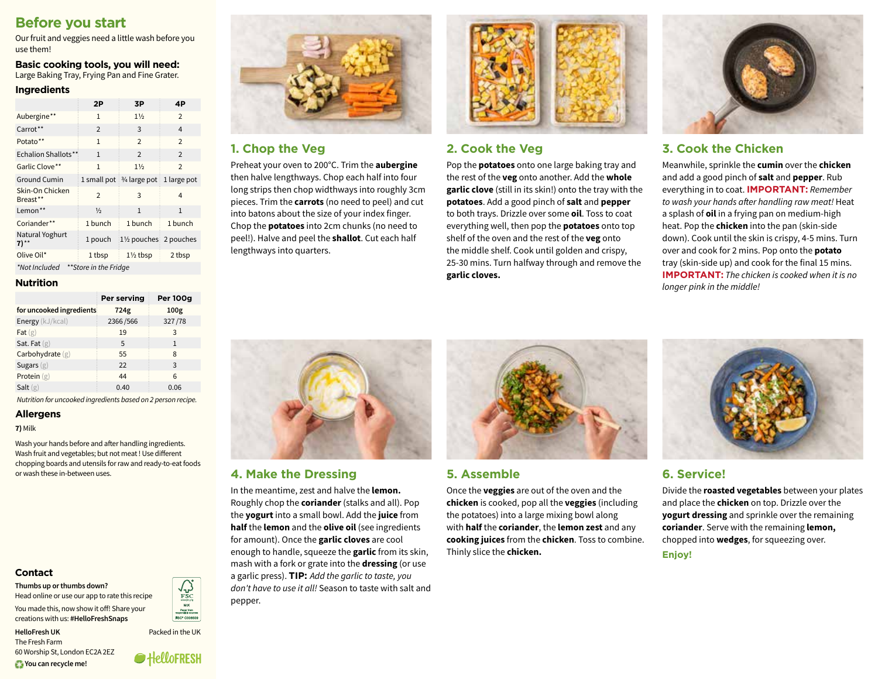## Before you start

Our fruit and veggies need a little wash before you use them!

**Basic cooking tools, you will need:**
Large Baking Tray, Frying Pan and Fine Grater.

### Ingredients

| | 2P | 3P | 4P |
|---|---|---|---|
| Aubergine** | 1 | 1½ | 2 |
| Carrot** | 2 | 3 | 4 |
| Potato** | 1 | 2 | 2 |
| Echalion Shallots** | 1 | 2 | 2 |
| Garlic Clove** | 1 | 1½ | 2 |
| Ground Cumin | 1 small pot | ¾ large pot | 1 large pot |
| Skin-On Chicken Breast** | 2 | 3 | 4 |
| Lemon** | ½ | 1 | 1 |
| Coriander** | 1 bunch | 1 bunch | 1 bunch |
| Natural Yoghurt 7)** | 1 pouch | 1½ pouches | 2 pouches |
| Olive Oil* | 1 tbsp | 1½ tbsp | 2 tbsp |

*Not Included **Store in the Fridge

### Nutrition

| | Per serving | Per 100g |
|---|---|---|
| for uncooked ingredients | 724g | 100g |
| Energy (kJ/kcal) | 2366 /566 | 327 /78 |
| Fat (g) | 19 | 3 |
| Sat. Fat (g) | 5 | 1 |
| Carbohydrate (g) | 55 | 8 |
| Sugars (g) | 22 | 3 |
| Protein (g) | 44 | 6 |
| Salt (g) | 0.40 | 0.06 |

*Nutrition for uncooked ingredients based on 2 person recipe.*

### Allergens

**7)** Milk

Wash your hands before and after handling ingredients. Wash fruit and vegetables; but not meat ! Use different chopping boards and utensils for raw and ready-to-eat foods or wash these in-between uses.

### Contact

**Thumbs up or thumbs down?**
Head online or use our app to rate this recipe

You made this, now show it off! Share your creations with us: **#HelloFreshSnaps**

**HelloFresh UK**
The Fresh Farm
60 Worship St, London EC2A 2EZ

Packed in the UK

**You can recycle me!**

## 1. Chop the Veg

Preheat your oven to 200°C. Trim the **aubergine** then halve lengthways. Chop each half into four long strips then chop widthways into roughly 3cm pieces. Trim the **carrots** (no need to peel) and cut into batons about the size of your index finger. Chop the **potatoes** into 2cm chunks (no need to peel!). Halve and peel the **shallot**. Cut each half lengthways into quarters.

## 2. Cook the Veg

Pop the **potatoes** onto one large baking tray and the rest of the **veg** onto another. Add the **whole garlic clove** (still in its skin!) onto the tray with the **potatoes**. Add a good pinch of **salt** and **pepper** to both trays. Drizzle over some **oil**. Toss to coat everything well, then pop the **potatoes** onto top shelf of the oven and the rest of the **veg** onto the middle shelf. Cook until golden and crispy, 25-30 mins. Turn halfway through and remove the **garlic cloves.**

## 3. Cook the Chicken

Meanwhile, sprinkle the **cumin** over the **chicken** and add a good pinch of **salt** and **pepper**. Rub everything in to coat. **IMPORTANT:** *Remember to wash your hands after handling raw meat!* Heat a splash of **oil** in a frying pan on medium-high heat. Pop the **chicken** into the pan (skin-side down). Cook until the skin is crispy, 4-5 mins. Turn over and cook for 2 mins. Pop onto the **potato** tray (skin-side up) and cook for the final 15 mins. **IMPORTANT:** *The chicken is cooked when it is no longer pink in the middle!*

## 4. Make the Dressing

In the meantime, zest and halve the **lemon.** Roughly chop the **coriander** (stalks and all). Pop the **yogurt** into a small bowl. Add the **juice** from **half** the **lemon** and the **olive oil** (see ingredients for amount). Once the **garlic cloves** are cool enough to handle, squeeze the **garlic** from its skin, mash with a fork or grate into the **dressing** (or use a garlic press). **TIP:** *Add the garlic to taste, you don't have to use it all!* Season to taste with salt and pepper.

## 5. Assemble

Once the **veggies** are out of the oven and the **chicken** is cooked, pop all the **veggies** (including the potatoes) into a large mixing bowl along with **half** the **coriander**, the **lemon zest** and any **cooking juices** from the **chicken**. Toss to combine. Thinly slice the **chicken.**

## 6. Service!

Divide the **roasted vegetables** between your plates and place the **chicken** on top. Drizzle over the **yogurt dressing** and sprinkle over the remaining **coriander**. Serve with the remaining **lemon,** chopped into **wedges**, for squeezing over.

**Enjoy!**